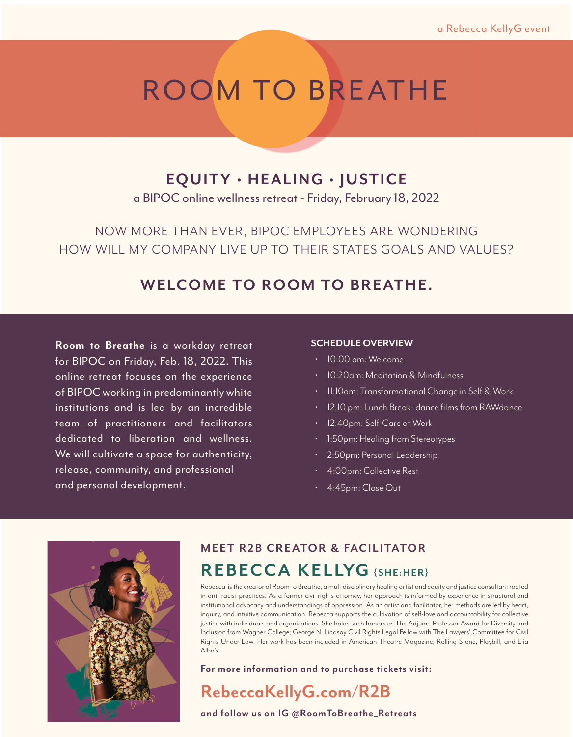a Rebecca KellyG event

# ROOM TO BREATHE

## EQUITY • HEALING • JUSTICE

a BIPOC online wellness retreat - Friday, February 18, 2022

NOW MORE THAN EVER, BIPOC EMPLOYEES ARE WONDERING
HOW WILL MY COMPANY LIVE UP TO THEIR STATES GOALS AND VALUES?

## WELCOME TO ROOM TO BREATHE.

**Room to Breathe** is a workday retreat for BIPOC on Friday, Feb. 18, 2022. This online retreat focuses on the experience of BIPOC working in predominantly white institutions and is led by an incredible team of practitioners and facilitators dedicated to liberation and wellness. We will cultivate a space for authenticity, release, community, and professional and personal development.

### SCHEDULE OVERVIEW

- 10:00 am: Welcome
- 10:20am: Meditation & Mindfulness
- 11:10am: Transformational Change in Self & Work
- 12:10 pm: Lunch Break- dance films from RAWdance
- 12:40pm: Self-Care at Work
- 1:50pm: Healing from Stereotypes
- 2:50pm: Personal Leadership
- 4:00pm: Collective Rest
- 4:45pm: Close Out

### MEET R2B CREATOR & FACILITATOR

## REBECCA KELLYG {SHE:HER}

Rebecca is the creator of Room to Breathe, a multidisciplinary healing artist and equity and justice consultant rooted in anti-racist practices. As a former civil rights attorney, her approach is informed by experience in structural and institutional advocacy and understandings of oppression. As an artist and facilitator, her methods are led by heart, inquiry, and intuitive communication. Rebecca supports the cultivation of self-love and accountability for collective justice with individuals and organizations. She holds such honors as The Adjunct Professor Award for Diversity and Inclusion from Wagner College; George N. Lindsay Civil Rights Legal Fellow with The Lawyers' Committee for Civil Rights Under Law. Her work has been included in American Theatre Magazine, Rolling Stone, Playbill, and Elia Alba's.

**For more information and to purchase tickets visit:**

## RebeccaKellyG.com/R2B

**and follow us on IG @RoomToBreathe_Retreats**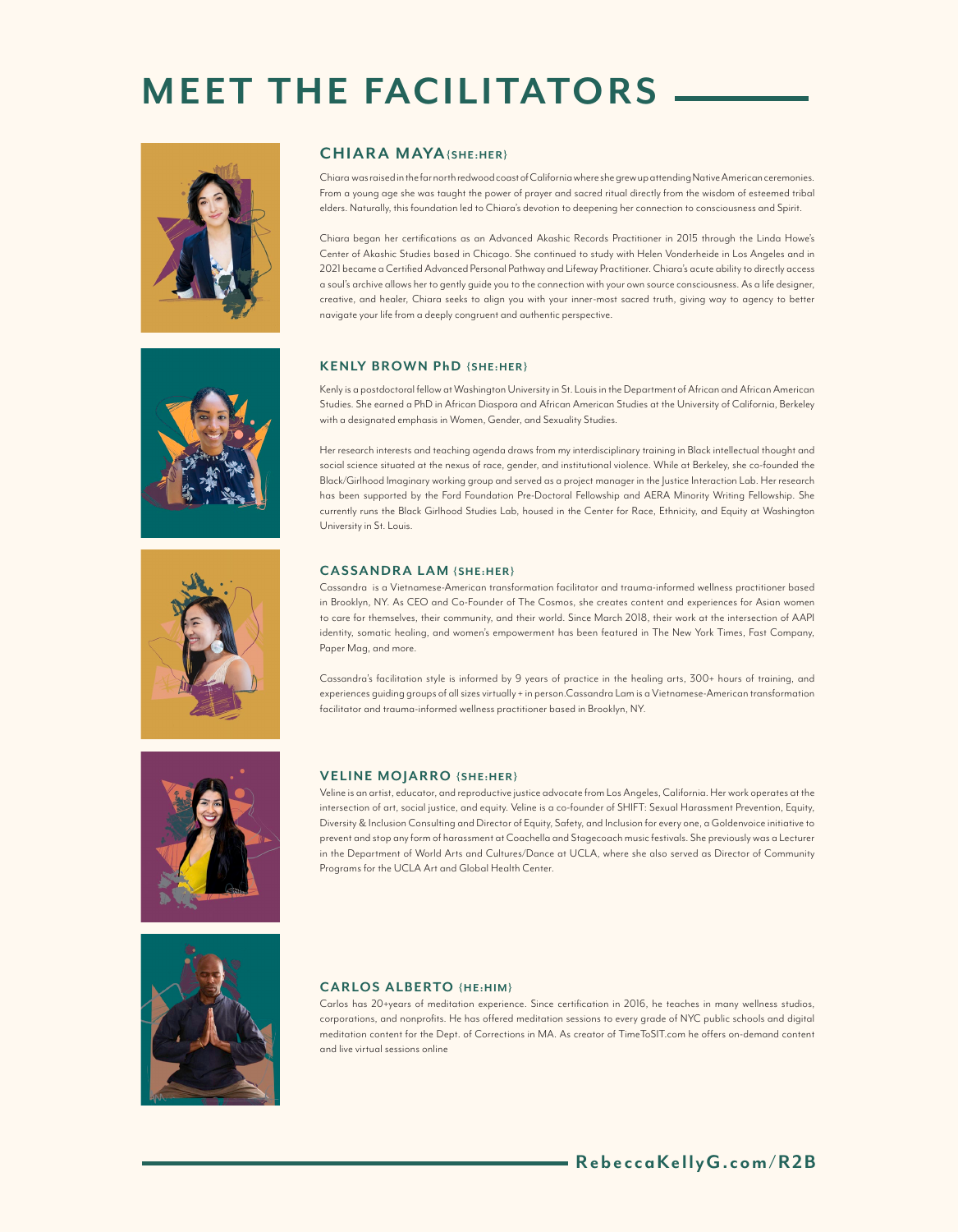# MEET THE FACILITATORS

### CHIARA MAYA {SHE:HER}

Chiara was raised in the far north redwood coast of California where she grew up attending Native American ceremonies. From a young age she was taught the power of prayer and sacred ritual directly from the wisdom of esteemed tribal elders. Naturally, this foundation led to Chiara's devotion to deepening her connection to consciousness and Spirit.

Chiara began her certifications as an Advanced Akashic Records Practitioner in 2015 through the Linda Howe's Center of Akashic Studies based in Chicago. She continued to study with Helen Vonderheide in Los Angeles and in 2021 became a Certified Advanced Personal Pathway and Lifeway Practitioner. Chiara's acute ability to directly access a soul's archive allows her to gently guide you to the connection with your own source consciousness. As a life designer, creative, and healer, Chiara seeks to align you with your inner-most sacred truth, giving way to agency to better navigate your life from a deeply congruent and authentic perspective.

### KENLY BROWN PhD {SHE:HER}

Kenly is a postdoctoral fellow at Washington University in St. Louis in the Department of African and African American Studies. She earned a PhD in African Diaspora and African American Studies at the University of California, Berkeley with a designated emphasis in Women, Gender, and Sexuality Studies.

Her research interests and teaching agenda draws from my interdisciplinary training in Black intellectual thought and social science situated at the nexus of race, gender, and institutional violence. While at Berkeley, she co-founded the Black/Girlhood Imaginary working group and served as a project manager in the Justice Interaction Lab. Her research has been supported by the Ford Foundation Pre-Doctoral Fellowship and AERA Minority Writing Fellowship. She currently runs the Black Girlhood Studies Lab, housed in the Center for Race, Ethnicity, and Equity at Washington University in St. Louis.

### CASSANDRA LAM {SHE:HER}

Cassandra is a Vietnamese-American transformation facilitator and trauma-informed wellness practitioner based in Brooklyn, NY. As CEO and Co-Founder of The Cosmos, she creates content and experiences for Asian women to care for themselves, their community, and their world. Since March 2018, their work at the intersection of AAPI identity, somatic healing, and women's empowerment has been featured in The New York Times, Fast Company, Paper Mag, and more.

Cassandra's facilitation style is informed by 9 years of practice in the healing arts, 300+ hours of training, and experiences guiding groups of all sizes virtually + in person.Cassandra Lam is a Vietnamese-American transformation facilitator and trauma-informed wellness practitioner based in Brooklyn, NY.

### VELINE MOJARRO {SHE:HER}

Veline is an artist, educator, and reproductive justice advocate from Los Angeles, California. Her work operates at the intersection of art, social justice, and equity. Veline is a co-founder of SHIFT: Sexual Harassment Prevention, Equity, Diversity & Inclusion Consulting and Director of Equity, Safety, and Inclusion for every one, a Goldenvoice initiative to prevent and stop any form of harassment at Coachella and Stagecoach music festivals. She previously was a Lecturer in the Department of World Arts and Cultures/Dance at UCLA, where she also served as Director of Community Programs for the UCLA Art and Global Health Center.

### CARLOS ALBERTO {HE:HIM}

Carlos has 20+years of meditation experience. Since certification in 2016, he teaches in many wellness studios, corporations, and nonprofits. He has offered meditation sessions to every grade of NYC public schools and digital meditation content for the Dept. of Corrections in MA. As creator of TimeToSIT.com he offers on-demand content and live virtual sessions online

RebeccaKellyG.com/R2B